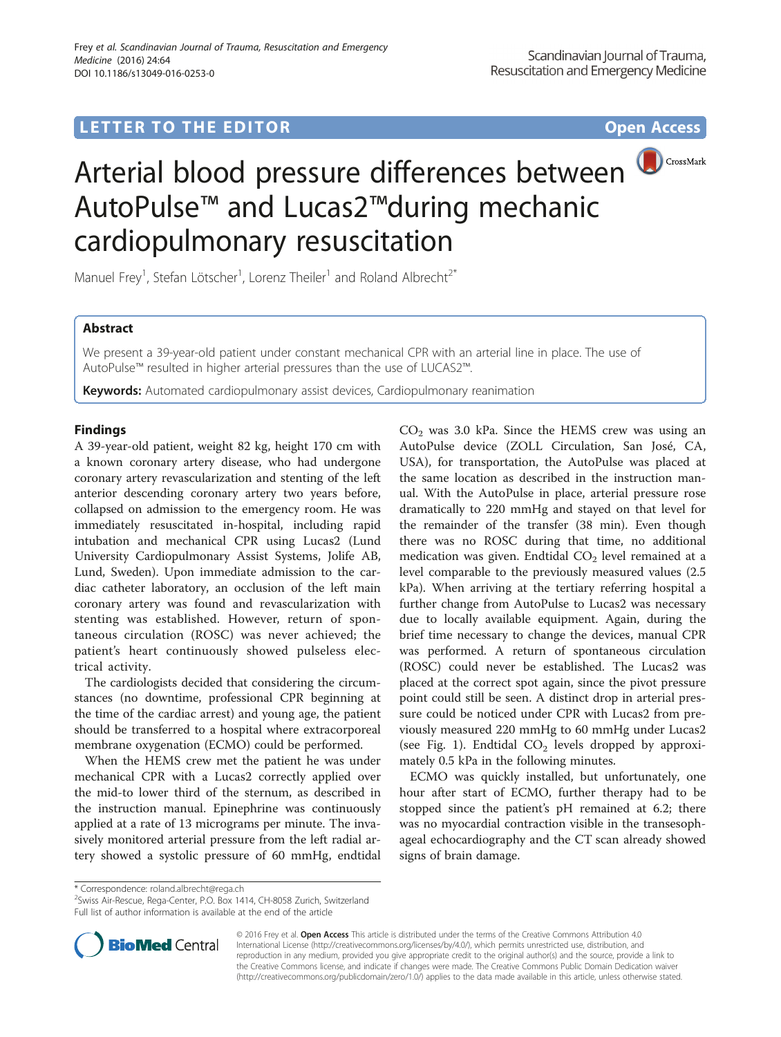LETTER TO THE EDITOR

Open Access

# Arterial blood pressure differences between AutoPulse™ and Lucas2™during mechanic cardiopulmonary resuscitation

Manuel Frey[1], Stefan Lötscher[1], Lorenz Theiler[1] and Roland Albrecht[2*]

## Abstract

We present a 39-year-old patient under constant mechanical CPR with an arterial line in place. The use of AutoPulse™ resulted in higher arterial pressures than the use of LUCAS2™.

**Keywords:** Automated cardiopulmonary assist devices, Cardiopulmonary reanimation

## Findings

A 39-year-old patient, weight 82 kg, height 170 cm with a known coronary artery disease, who had undergone coronary artery revascularization and stenting of the left anterior descending coronary artery two years before, collapsed on admission to the emergency room. He was immediately resuscitated in-hospital, including rapid intubation and mechanical CPR using Lucas2 (Lund University Cardiopulmonary Assist Systems, Jolife AB, Lund, Sweden). Upon immediate admission to the cardiac catheter laboratory, an occlusion of the left main coronary artery was found and revascularization with stenting was established. However, return of spontaneous circulation (ROSC) was never achieved; the patient's heart continuously showed pulseless electrical activity.

The cardiologists decided that considering the circumstances (no downtime, professional CPR beginning at the time of the cardiac arrest) and young age, the patient should be transferred to a hospital where extracorporeal membrane oxygenation (ECMO) could be performed.

When the HEMS crew met the patient he was under mechanical CPR with a Lucas2 correctly applied over the mid-to lower third of the sternum, as described in the instruction manual. Epinephrine was continuously applied at a rate of 13 micrograms per minute. The invasively monitored arterial pressure from the left radial artery showed a systolic pressure of 60 mmHg, endtidal $CO_2$ was 3.0 kPa. Since the HEMS crew was using an AutoPulse device (ZOLL Circulation, San José, CA, USA), for transportation, the AutoPulse was placed at the same location as described in the instruction manual. With the AutoPulse in place, arterial pressure rose dramatically to 220 mmHg and stayed on that level for the remainder of the transfer (38 min). Even though there was no ROSC during that time, no additional medication was given. Endtidal $CO_2$ level remained at a level comparable to the previously measured values (2.5 kPa). When arriving at the tertiary referring hospital a further change from AutoPulse to Lucas2 was necessary due to locally available equipment. Again, during the brief time necessary to change the devices, manual CPR was performed. A return of spontaneous circulation (ROSC) could never be established. The Lucas2 was placed at the correct spot again, since the pivot pressure point could still be seen. A distinct drop in arterial pressure could be noticed under CPR with Lucas2 from previously measured 220 mmHg to 60 mmHg under Lucas2 (see Fig. 1). Endtidal $CO_2$ levels dropped by approximately 0.5 kPa in the following minutes.

ECMO was quickly installed, but unfortunately, one hour after start of ECMO, further therapy had to be stopped since the patient's pH remained at 6.2; there was no myocardial contraction visible in the transesophageal echocardiography and the CT scan already showed signs of brain damage.

\* Correspondence: roland.albrecht@rega.ch
[2]Swiss Air-Rescue, Rega-Center, P.O. Box 1414, CH-8058 Zurich, Switzerland
Full list of author information is available at the end of the article

© 2016 Frey et al. **Open Access** This article is distributed under the terms of the Creative Commons Attribution 4.0 International License (http://creativecommons.org/licenses/by/4.0/), which permits unrestricted use, distribution, and reproduction in any medium, provided you give appropriate credit to the original author(s) and the source, provide a link to the Creative Commons license, and indicate if changes were made. The Creative Commons Public Domain Dedication waiver (http://creativecommons.org/publicdomain/zero/1.0/) applies to the data made available in this article, unless otherwise stated.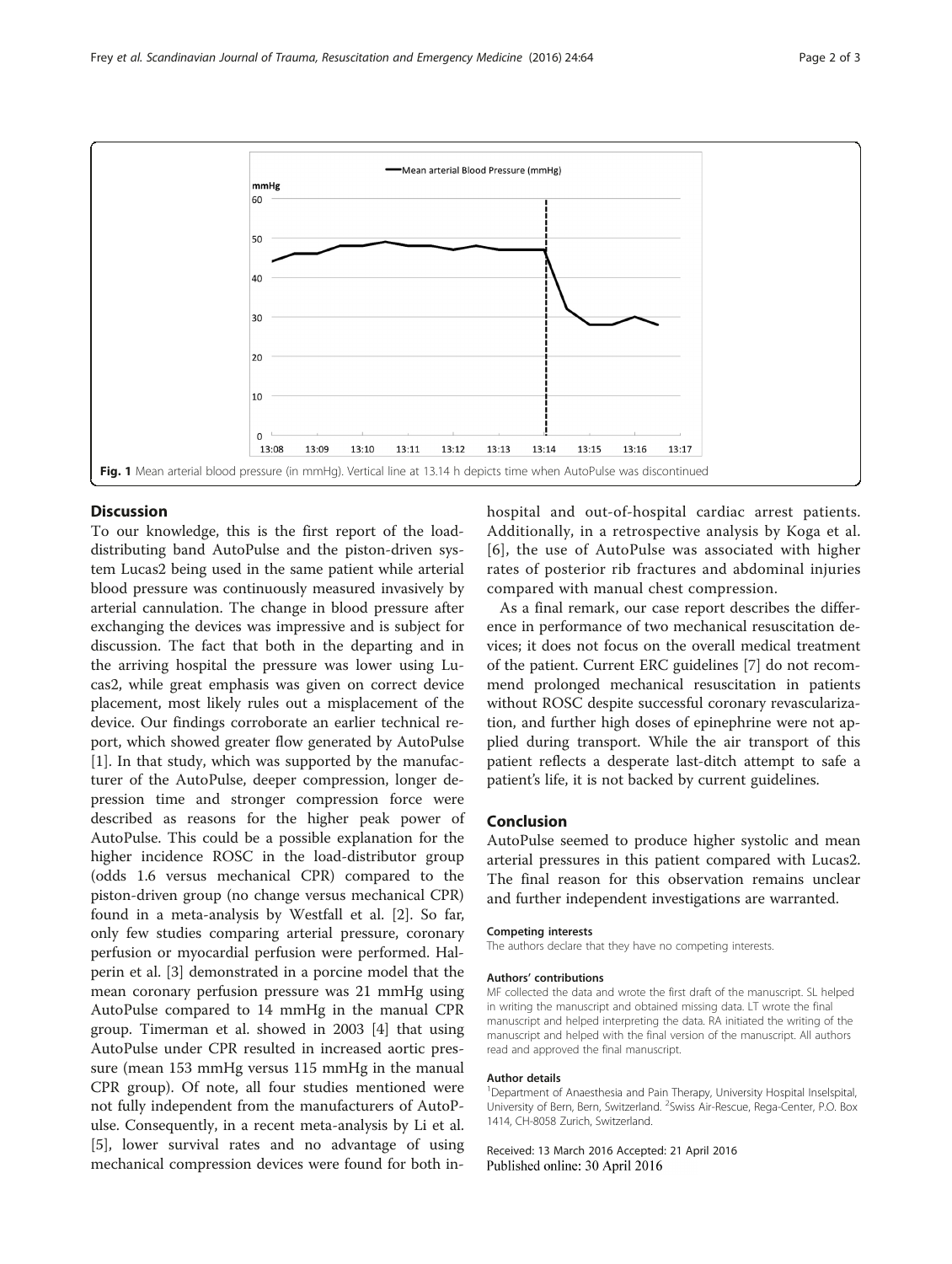Fig. 1 Mean arterial blood pressure (in mmHg). Vertical line at 13.14 h depicts time when AutoPulse was discontinued

## Discussion

To our knowledge, this is the first report of the load-distributing band AutoPulse and the piston-driven system Lucas2 being used in the same patient while arterial blood pressure was continuously measured invasively by arterial cannulation. The change in blood pressure after exchanging the devices was impressive and is subject for discussion. The fact that both in the departing and in the arriving hospital the pressure was lower using Lucas2, while great emphasis was given on correct device placement, most likely rules out a misplacement of the device. Our findings corroborate an earlier technical report, which showed greater flow generated by AutoPulse [1]. In that study, which was supported by the manufacturer of the AutoPulse, deeper compression, longer depression time and stronger compression force were described as reasons for the higher peak power of AutoPulse. This could be a possible explanation for the higher incidence ROSC in the load-distributor group (odds 1.6 versus mechanical CPR) compared to the piston-driven group (no change versus mechanical CPR) found in a meta-analysis by Westfall et al. [2]. So far, only few studies comparing arterial pressure, coronary perfusion or myocardial perfusion were performed. Halperin et al. [3] demonstrated in a porcine model that the mean coronary perfusion pressure was 21 mmHg using AutoPulse compared to 14 mmHg in the manual CPR group. Timerman et al. showed in 2003 [4] that using AutoPulse under CPR resulted in increased aortic pressure (mean 153 mmHg versus 115 mmHg in the manual CPR group). Of note, all four studies mentioned were not fully independent from the manufacturers of AutoPulse. Consequently, in a recent meta-analysis by Li et al. [5], lower survival rates and no advantage of using mechanical compression devices were found for both in-hospital and out-of-hospital cardiac arrest patients. Additionally, in a retrospective analysis by Koga et al. [6], the use of AutoPulse was associated with higher rates of posterior rib fractures and abdominal injuries compared with manual chest compression.

As a final remark, our case report describes the difference in performance of two mechanical resuscitation devices; it does not focus on the overall medical treatment of the patient. Current ERC guidelines [7] do not recommend prolonged mechanical resuscitation in patients without ROSC despite successful coronary revascularization, and further high doses of epinephrine were not applied during transport. While the air transport of this patient reflects a desperate last-ditch attempt to safe a patient's life, it is not backed by current guidelines.

## Conclusion

AutoPulse seemed to produce higher systolic and mean arterial pressures in this patient compared with Lucas2. The final reason for this observation remains unclear and further independent investigations are warranted.

#### Competing interests

The authors declare that they have no competing interests.

#### Authors' contributions

MF collected the data and wrote the first draft of the manuscript. SL helped in writing the manuscript and obtained missing data. LT wrote the final manuscript and helped interpreting the data. RA initiated the writing of the manuscript and helped with the final version of the manuscript. All authors read and approved the final manuscript.

#### Author details

[1]Department of Anaesthesia and Pain Therapy, University Hospital Inselspital, University of Bern, Bern, Switzerland. [2]Swiss Air-Rescue, Rega-Center, P.O. Box 1414, CH-8058 Zurich, Switzerland.

Received: 13 March 2016 Accepted: 21 April 2016
Published online: 30 April 2016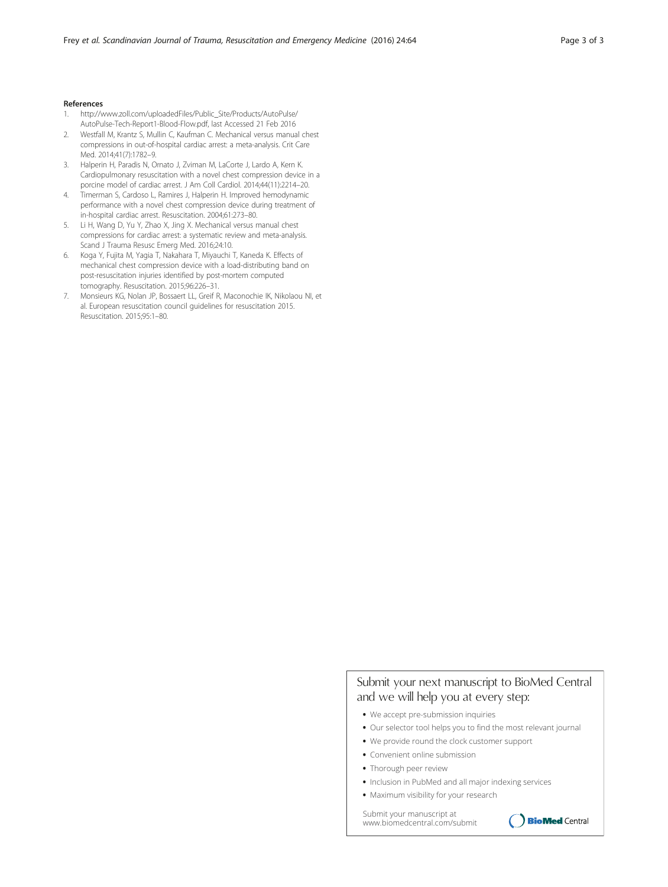## References

1. http://www.zoll.com/uploadedFiles/Public_Site/Products/AutoPulse/AutoPulse-Tech-Report1-Blood-Flow.pdf, last Accessed 21 Feb 2016
2. Westfall M, Krantz S, Mullin C, Kaufman C. Mechanical versus manual chest compressions in out-of-hospital cardiac arrest: a meta-analysis. Crit Care Med. 2014;41(7):1782–9.
3. Halperin H, Paradis N, Ornato J, Zviman M, LaCorte J, Lardo A, Kern K. Cardiopulmonary resuscitation with a novel chest compression device in a porcine model of cardiac arrest. J Am Coll Cardiol. 2014;44(11):2214–20.
4. Timerman S, Cardoso L, Ramires J, Halperin H. Improved hemodynamic performance with a novel chest compression device during treatment of in-hospital cardiac arrest. Resuscitation. 2004;61:273–80.
5. Li H, Wang D, Yu Y, Zhao X, Jing X. Mechanical versus manual chest compressions for cardiac arrest: a systematic review and meta-analysis. Scand J Trauma Resusc Emerg Med. 2016;24:10.
6. Koga Y, Fujita M, Yagia T, Nakahara T, Miyauchi T, Kaneda K. Effects of mechanical chest compression device with a load-distributing band on post-resuscitation injuries identified by post-mortem computed tomography. Resuscitation. 2015;96:226–31.
7. Monsieurs KG, Nolan JP, Bossaert LL, Greif R, Maconochie IK, Nikolaou NI, et al. European resuscitation council guidelines for resuscitation 2015. Resuscitation. 2015;95:1–80.

Submit your next manuscript to BioMed Central and we will help you at every step:

- We accept pre-submission inquiries
- Our selector tool helps you to find the most relevant journal
- We provide round the clock customer support
- Convenient online submission
- Thorough peer review
- Inclusion in PubMed and all major indexing services
- Maximum visibility for your research

Submit your manuscript at www.biomedcentral.com/submit

BioMed Central